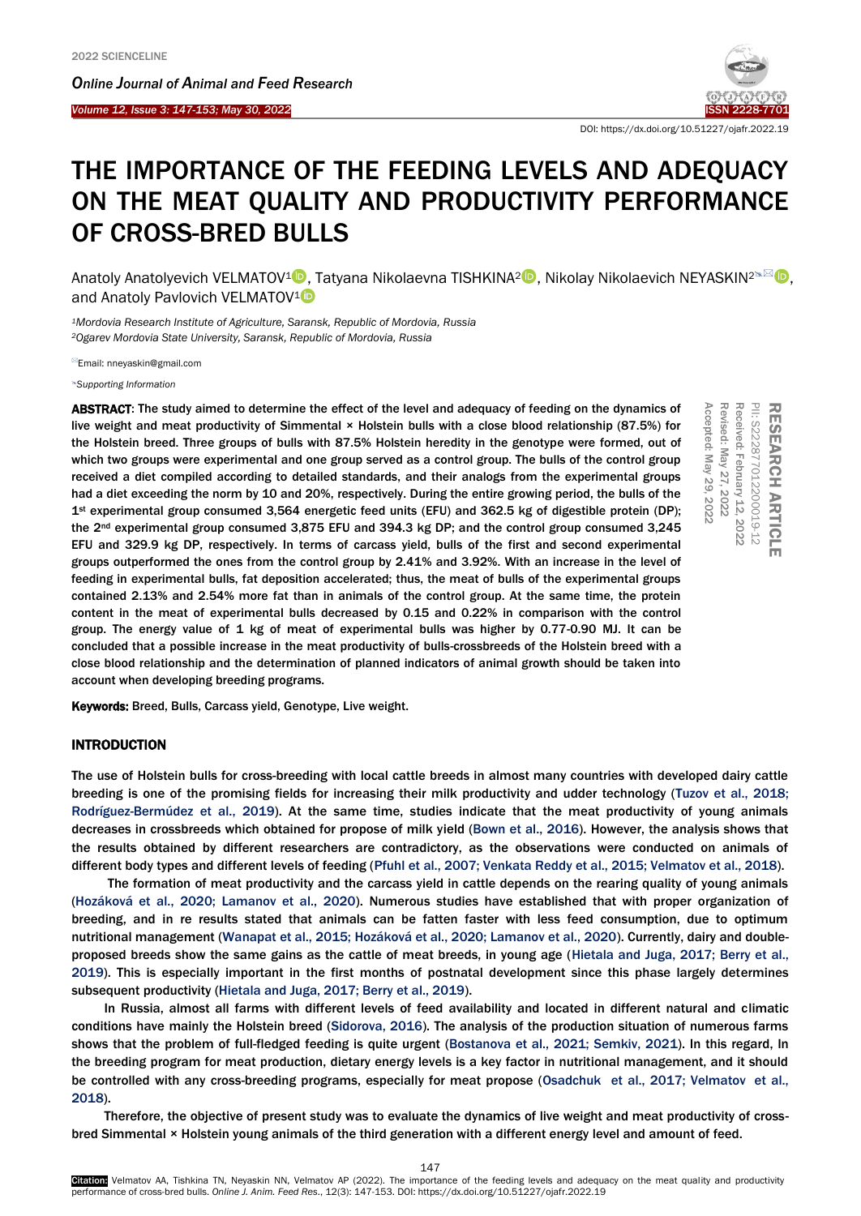DOI: https://dx.doi.org/10.51227/ojafr.2022.19

# THE IMPORTANCE OF THE FEEDING LEVELS AND ADEQUACY ON THE MEAT QUALITY AND PRODUCTIVITY PERFORMANCE OF CROSS-BRED BULLS

Anatoly Anatolyevich VELMATOV[1], Tatyana Nikolaevna TISHKINA[2], Nikolay Nikolaevich NEYASKIN[2], and Anatoly Pavlovich VELMATOV[1]

*[1]Mordovia Research Institute of Agriculture, Saransk, Republic of Mordovia, Russia*
*[2]Ogarev Mordovia State University, Saransk, Republic of Mordovia, Russia*

Email: nneyaskin@gmail.com

*Supporting Information*

**RESEARCH ARTICLE**
PII: S222877012200019-12
Received: February 12, 2022
Revised: May 27, 2022
Accepted: May 29, 2022

**ABSTRACT**: The study aimed to determine the effect of the level and adequacy of feeding on the dynamics of live weight and meat productivity of Simmental × Holstein bulls with a close blood relationship (87.5%) for the Holstein breed. Three groups of bulls with 87.5% Holstein heredity in the genotype were formed, out of which two groups were experimental and one group served as a control group. The bulls of the control group received a diet compiled according to detailed standards, and their analogs from the experimental groups had a diet exceeding the norm by 10 and 20%, respectively. During the entire growing period, the bulls of the 1st experimental group consumed 3,564 energetic feed units (EFU) and 362.5 kg of digestible protein (DP); the 2nd experimental group consumed 3,875 EFU and 394.3 kg DP; and the control group consumed 3,245 EFU and 329.9 kg DP, respectively. In terms of carcass yield, bulls of the first and second experimental groups outperformed the ones from the control group by 2.41% and 3.92%. With an increase in the level of feeding in experimental bulls, fat deposition accelerated; thus, the meat of bulls of the experimental groups contained 2.13% and 2.54% more fat than in animals of the control group. At the same time, the protein content in the meat of experimental bulls decreased by 0.15 and 0.22% in comparison with the control group. The energy value of 1 kg of meat of experimental bulls was higher by 0.77-0.90 MJ. It can be concluded that a possible increase in the meat productivity of bulls-crossbreeds of the Holstein breed with a close blood relationship and the determination of planned indicators of animal growth should be taken into account when developing breeding programs.

**Keywords:** Breed, Bulls, Carcass yield, Genotype, Live weight.

## INTRODUCTION

The use of Holstein bulls for cross-breeding with local cattle breeds in almost many countries with developed dairy cattle breeding is one of the promising fields for increasing their milk productivity and udder technology (Tuzov et al., 2018; Rodríguez-Bermúdez et al., 2019). At the same time, studies indicate that the meat productivity of young animals decreases in crossbreeds which obtained for propose of milk yield (Bown et al., 2016). However, the analysis shows that the results obtained by different researchers are contradictory, as the observations were conducted on animals of different body types and different levels of feeding (Pfuhl et al., 2007; Venkata Reddy et al., 2015; Velmatov et al., 2018).

The formation of meat productivity and the carcass yield in cattle depends on the rearing quality of young animals (Hozáková et al., 2020; Lamanov et al., 2020). Numerous studies have established that with proper organization of breeding, and in re results stated that animals can be fatten faster with less feed consumption, due to optimum nutritional management (Wanapat et al., 2015; Hozáková et al., 2020; Lamanov et al., 2020). Currently, dairy and double-proposed breeds show the same gains as the cattle of meat breeds, in young age (Hietala and Juga, 2017; Berry et al., 2019). This is especially important in the first months of postnatal development since this phase largely determines subsequent productivity (Hietala and Juga, 2017; Berry et al., 2019).

In Russia, almost all farms with different levels of feed availability and located in different natural and climatic conditions have mainly the Holstein breed (Sidorova, 2016). The analysis of the production situation of numerous farms shows that the problem of full-fledged feeding is quite urgent (Bostanova et al., 2021; Semkiv, 2021). In this regard, In the breeding program for meat production, dietary energy levels is a key factor in nutritional management, and it should be controlled with any cross-breeding programs, especially for meat propose (Osadchuk et al., 2017; Velmatov et al., 2018).

Therefore, the objective of present study was to evaluate the dynamics of live weight and meat productivity of cross-bred Simmental × Holstein young animals of the third generation with a different energy level and amount of feed.

Citation: Velmatov AA, Tishkina TN, Neyaskin NN, Velmatov AP (2022). The importance of the feeding levels and adequacy on the meat quality and productivity performance of cross-bred bulls. *Online J. Anim. Feed Res.*, 12(3): 147-153. DOI: https://dx.doi.org/10.51227/ojafr.2022.19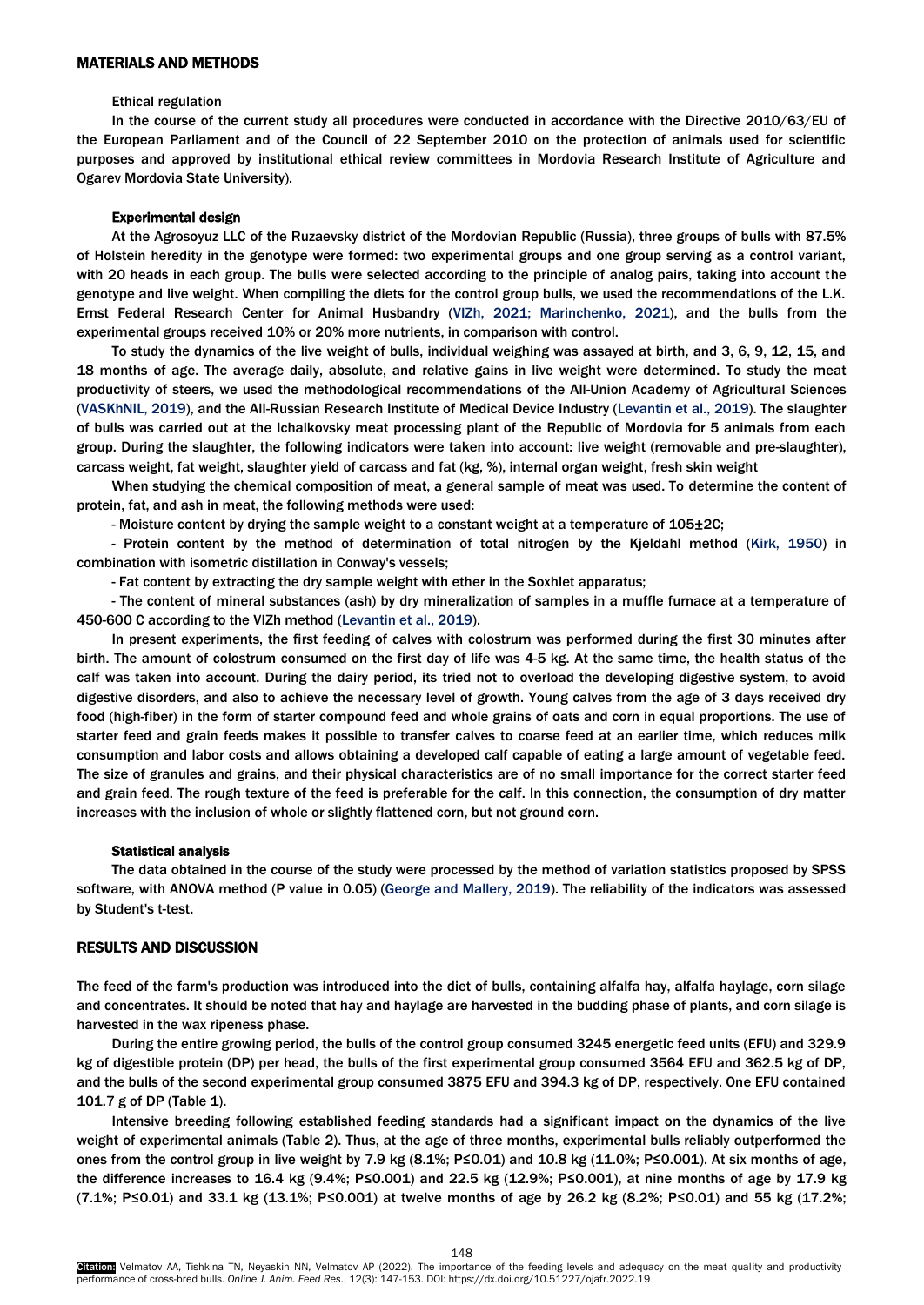## MATERIALS AND METHODS

### Ethical regulation

In the course of the current study all procedures were conducted in accordance with the Directive 2010/63/EU of the European Parliament and of the Council of 22 September 2010 on the protection of animals used for scientific purposes and approved by institutional ethical review committees in Mordovia Research Institute of Agriculture and Ogarev Mordovia State University).

### Experimental design

At the Agrosoyuz LLC of the Ruzaevsky district of the Mordovian Republic (Russia), three groups of bulls with 87.5% of Holstein heredity in the genotype were formed: two experimental groups and one group serving as a control variant, with 20 heads in each group. The bulls were selected according to the principle of analog pairs, taking into account the genotype and live weight. When compiling the diets for the control group bulls, we used the recommendations of the L.K. Ernst Federal Research Center for Animal Husbandry (VIZh, 2021; Marinchenko, 2021), and the bulls from the experimental groups received 10% or 20% more nutrients, in comparison with control.

To study the dynamics of the live weight of bulls, individual weighing was assayed at birth, and 3, 6, 9, 12, 15, and 18 months of age. The average daily, absolute, and relative gains in live weight were determined. To study the meat productivity of steers, we used the methodological recommendations of the All-Union Academy of Agricultural Sciences (VASKhNIL, 2019), and the All-Russian Research Institute of Medical Device Industry (Levantin et al., 2019). The slaughter of bulls was carried out at the Ichalkovsky meat processing plant of the Republic of Mordovia for 5 animals from each group. During the slaughter, the following indicators were taken into account: live weight (removable and pre-slaughter), carcass weight, fat weight, slaughter yield of carcass and fat (kg, %), internal organ weight, fresh skin weight

When studying the chemical composition of meat, a general sample of meat was used. To determine the content of protein, fat, and ash in meat, the following methods were used:

- Moisture content by drying the sample weight to a constant weight at a temperature of 105±2C;
- Protein content by the method of determination of total nitrogen by the Kjeldahl method (Kirk, 1950) in combination with isometric distillation in Conway's vessels;
- Fat content by extracting the dry sample weight with ether in the Soxhlet apparatus;
- The content of mineral substances (ash) by dry mineralization of samples in a muffle furnace at a temperature of 450-600 C according to the VIZh method (Levantin et al., 2019).

In present experiments, the first feeding of calves with colostrum was performed during the first 30 minutes after birth. The amount of colostrum consumed on the first day of life was 4-5 kg. At the same time, the health status of the calf was taken into account. During the dairy period, its tried not to overload the developing digestive system, to avoid digestive disorders, and also to achieve the necessary level of growth. Young calves from the age of 3 days received dry food (high-fiber) in the form of starter compound feed and whole grains of oats and corn in equal proportions. The use of starter feed and grain feeds makes it possible to transfer calves to coarse feed at an earlier time, which reduces milk consumption and labor costs and allows obtaining a developed calf capable of eating a large amount of vegetable feed. The size of granules and grains, and their physical characteristics are of no small importance for the correct starter feed and grain feed. The rough texture of the feed is preferable for the calf. In this connection, the consumption of dry matter increases with the inclusion of whole or slightly flattened corn, but not ground corn.

### Statistical analysis

The data obtained in the course of the study were processed by the method of variation statistics proposed by SPSS software, with ANOVA method (P value in 0.05) (George and Mallery, 2019). The reliability of the indicators was assessed by Student's t-test.

## RESULTS AND DISCUSSION

The feed of the farm's production was introduced into the diet of bulls, containing alfalfa hay, alfalfa haylage, corn silage and concentrates. It should be noted that hay and haylage are harvested in the budding phase of plants, and corn silage is harvested in the wax ripeness phase.

During the entire growing period, the bulls of the control group consumed 3245 energetic feed units (EFU) and 329.9 kg of digestible protein (DP) per head, the bulls of the first experimental group consumed 3564 EFU and 362.5 kg of DP, and the bulls of the second experimental group consumed 3875 EFU and 394.3 kg of DP, respectively. One EFU contained 101.7 g of DP (Table 1).

Intensive breeding following established feeding standards had a significant impact on the dynamics of the live weight of experimental animals (Table 2). Thus, at the age of three months, experimental bulls reliably outperformed the ones from the control group in live weight by 7.9 kg (8.1%; $P \leq 0.01$) and 10.8 kg (11.0%; $P \leq 0.001$). At six months of age, the difference increases to 16.4 kg (9.4%; $P \leq 0.001$) and 22.5 kg (12.9%; $P \leq 0.001$), at nine months of age by 17.9 kg (7.1%; $P \leq 0.01$) and 33.1 kg (13.1%; $P \leq 0.001$) at twelve months of age by 26.2 kg (8.2%; $P \leq 0.01$) and 55 kg (17.2%;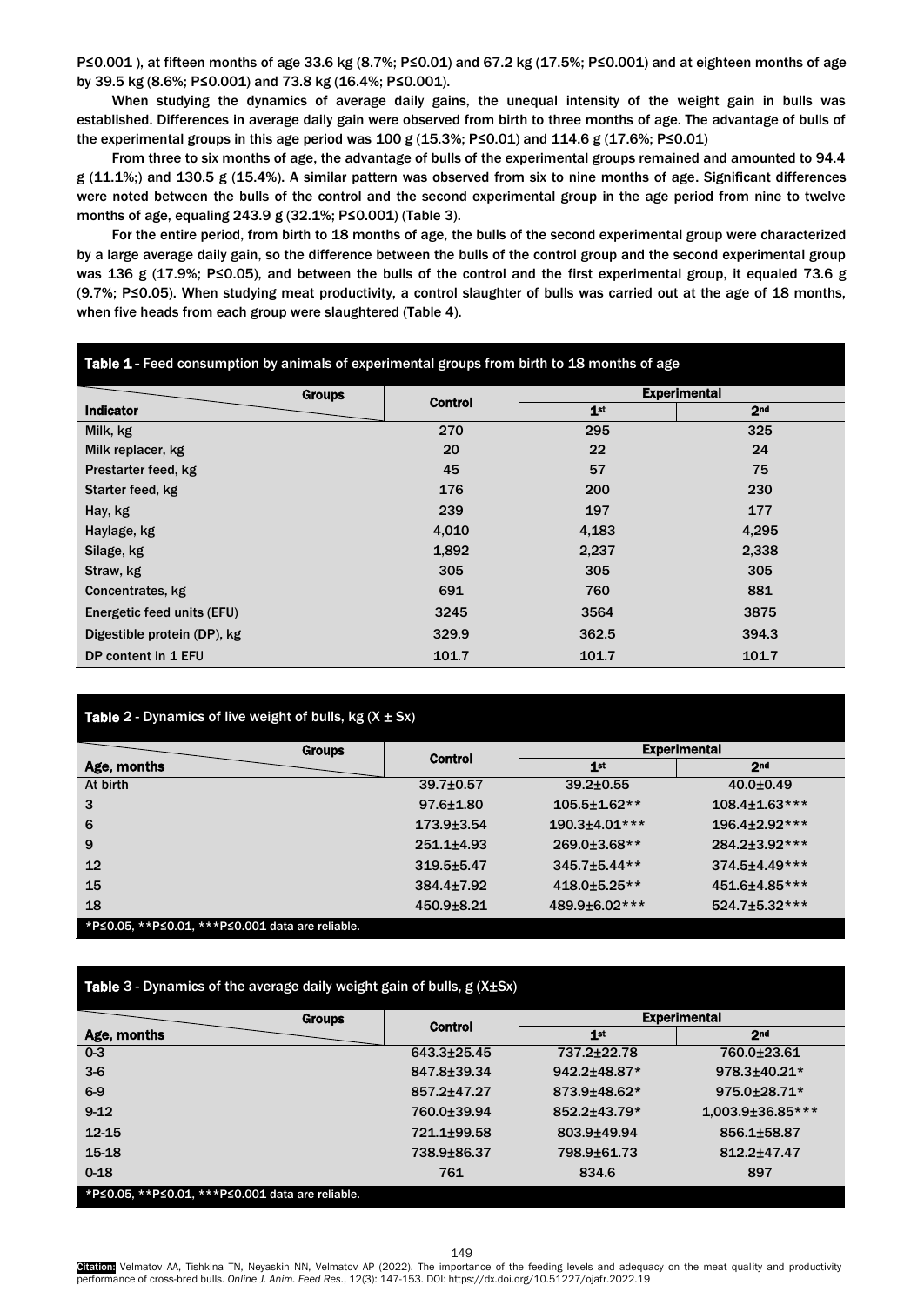P≤0.001 ), at fifteen months of age 33.6 kg (8.7%; P≤0.01) and 67.2 kg (17.5%; P≤0.001) and at eighteen months of age by 39.5 kg (8.6%; P≤0.001) and 73.8 kg (16.4%; P≤0.001).

When studying the dynamics of average daily gains, the unequal intensity of the weight gain in bulls was established. Differences in average daily gain were observed from birth to three months of age. The advantage of bulls of the experimental groups in this age period was 100 g (15.3%; P≤0.01) and 114.6 g (17.6%; P≤0.01)

From three to six months of age, the advantage of bulls of the experimental groups remained and amounted to 94.4 g (11.1%;) and 130.5 g (15.4%). A similar pattern was observed from six to nine months of age. Significant differences were noted between the bulls of the control and the second experimental group in the age period from nine to twelve months of age, equaling 243.9 g (32.1%; P≤0.001) (Table 3).

For the entire period, from birth to 18 months of age, the bulls of the second experimental group were characterized by a large average daily gain, so the difference between the bulls of the control group and the second experimental group was 136 g (17.9%; P≤0.05), and between the bulls of the control and the first experimental group, it equaled 73.6 g (9.7%; P≤0.05). When studying meat productivity, a control slaughter of bulls was carried out at the age of 18 months, when five heads from each group were slaughtered (Table 4).

**Table 1** - Feed consumption by animals of experimental groups from birth to 18 months of age

| Indicator \ Groups | Control | Experimental | |
|---|---|---|---|
| | | 1st | 2nd |
| Milk, kg | 270 | 295 | 325 |
| Milk replacer, kg | 20 | 22 | 24 |
| Prestarter feed, kg | 45 | 57 | 75 |
| Starter feed, kg | 176 | 200 | 230 |
| Hay, kg | 239 | 197 | 177 |
| Haylage, kg | 4,010 | 4,183 | 4,295 |
| Silage, kg | 1,892 | 2,237 | 2,338 |
| Straw, kg | 305 | 305 | 305 |
| Concentrates, kg | 691 | 760 | 881 |
| Energetic feed units (EFU) | 3245 | 3564 | 3875 |
| Digestible protein (DP), kg | 329.9 | 362.5 | 394.3 |
| DP content in 1 EFU | 101.7 | 101.7 | 101.7 |

**Table 2** - Dynamics of live weight of bulls, kg ($X \pm Sx$)

| Age, months \ Groups | Control | Experimental | |
|---|---|---|---|
| | | 1st | 2nd |
| At birth | 39.7±0.57 | 39.2±0.55 | 40.0±0.49 |
| 3 | 97.6±1.80 | 105.5±1.62** | 108.4±1.63*** |
| 6 | 173.9±3.54 | 190.3±4.01*** | 196.4±2.92*** |
| 9 | 251.1±4.93 | 269.0±3.68** | 284.2±3.92*** |
| 12 | 319.5±5.47 | 345.7±5.44** | 374.5±4.49*** |
| 15 | 384.4±7.92 | 418.0±5.25** | 451.6±4.85*** |
| 18 | 450.9±8.21 | 489.9±6.02*** | 524.7±5.32*** |

*P≤0.05, **P≤0.01, ***P≤0.001 data are reliable.

**Table 3** - Dynamics of the average daily weight gain of bulls, g ($X \pm Sx$)

| Age, months \ Groups | Control | Experimental | |
|---|---|---|---|
| | | 1st | 2nd |
| 0-3 | 643.3±25.45 | 737.2±22.78 | 760.0±23.61 |
| 3-6 | 847.8±39.34 | 942.2±48.87* | 978.3±40.21* |
| 6-9 | 857.2±47.27 | 873.9±48.62* | 975.0±28.71* |
| 9-12 | 760.0±39.94 | 852.2±43.79* | 1,003.9±36.85*** |
| 12-15 | 721.1±99.58 | 803.9±49.94 | 856.1±58.87 |
| 15-18 | 738.9±86.37 | 798.9±61.73 | 812.2±47.47 |
| 0-18 | 761 | 834.6 | 897 |

*P≤0.05, **P≤0.01, ***P≤0.001 data are reliable.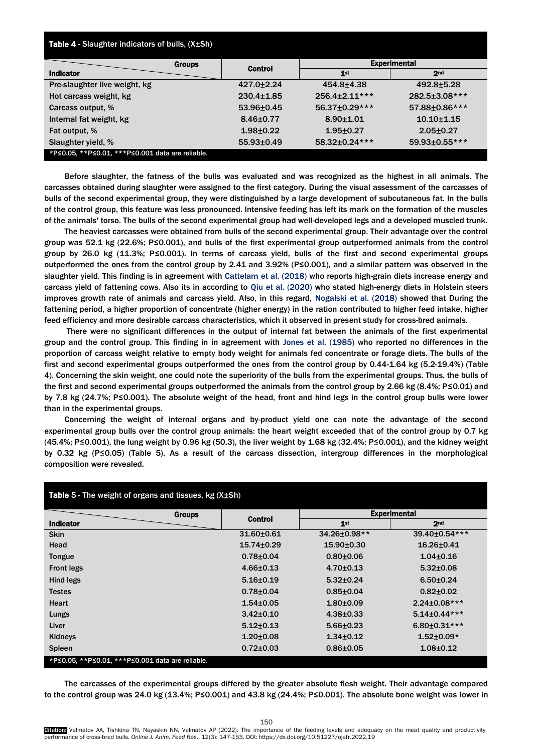**Table 4** - Slaughter indicators of bulls, (X±Sh)

| Indicator | Control | Experimental | |
|---|---|---|---|
| | | 1st | 2nd |
| Pre-slaughter live weight, kg | 427.0±2.24 | 454.8±4.38 | 492.8±5.28 |
| Hot carcass weight, kg | 230.4±1.85 | 256.4±2.11*** | 282.5±3.08*** |
| Carcass output, % | 53.96±0.45 | 56.37±0.29*** | 57.88±0.86*** |
| Internal fat weight, kg | 8.46±0.77 | 8.90±1.01 | 10.10±1.15 |
| Fat output, % | 1.98±0.22 | 1.95±0.27 | 2.05±0.27 |
| Slaughter yield, % | 55.93±0.49 | 58.32±0.24*** | 59.93±0.55*** |

*P≤0.05, **P≤0.01, ***P≤0.001 data are reliable.

Before slaughter, the fatness of the bulls was evaluated and was recognized as the highest in all animals. The carcasses obtained during slaughter were assigned to the first category. During the visual assessment of the carcasses of bulls of the second experimental group, they were distinguished by a large development of subcutaneous fat. In the bulls of the control group, this feature was less pronounced. Intensive feeding has left its mark on the formation of the muscles of the animals' torso. The bulls of the second experimental group had well-developed legs and a developed muscled trunk.

The heaviest carcasses were obtained from bulls of the second experimental group. Their advantage over the control group was 52.1 kg (22.6%; P≤0.001), and bulls of the first experimental group outperformed animals from the control group by 26.0 kg (11.3%; P≤0.001). In terms of carcass yield, bulls of the first and second experimental groups outperformed the ones from the control group by 2.41 and 3.92% (P≤0.001), and a similar pattern was observed in the slaughter yield. This finding is in agreement with Cattelam et al. (2018) who reports high-grain diets increase energy and carcass yield of fattening cows. Also its in according to Qiu et al. (2020) who stated high-energy diets in Holstein steers improves growth rate of animals and carcass yield. Also, in this regard, Nogalski et al. (2018) showed that During the fattening period, a higher proportion of concentrate (higher energy) in the ration contributed to higher feed intake, higher feed efficiency and more desirable carcass characteristics, which it observed in present study for cross-bred animals.

There were no significant differences in the output of internal fat between the animals of the first experimental group and the control group. This finding in in agreement with Jones et al. (1985) who reported no differences in the proportion of carcass weight relative to empty body weight for animals fed concentrate or forage diets. The bulls of the first and second experimental groups outperformed the ones from the control group by 0.44-1.64 kg (5.2-19.4%) (Table 4). Concerning the skin weight, one could note the superiority of the bulls from the experimental groups. Thus, the bulls of the first and second experimental groups outperformed the animals from the control group by 2.66 kg (8.4%; P≤0.01) and by 7.8 kg (24.7%; P≤0.001). The absolute weight of the head, front and hind legs in the control group bulls were lower than in the experimental groups.

Concerning the weight of internal organs and by-product yield one can note the advantage of the second experimental group bulls over the control group animals: the heart weight exceeded that of the control group by 0.7 kg (45.4%; P≤0.001), the lung weight by 0.96 kg (50.3), the liver weight by 1.68 kg (32.4%; P≤0.001), and the kidney weight by 0.32 kg (P≤0.05) (Table 5). As a result of the carcass dissection, intergroup differences in the morphological composition were revealed.

**Table 5** - The weight of organs and tissues, kg (X±Sh)

| Indicator | Control | Experimental | |
|---|---|---|---|
| | | 1st | 2nd |
| Skin | 31.60±0.61 | 34.26±0.98** | 39.40±0.54*** |
| Head | 15.74±0.29 | 15.90±0.30 | 16.26±0.41 |
| Tongue | 0.78±0.04 | 0.80±0.06 | 1.04±0.16 |
| Front legs | 4.66±0.13 | 4.70±0.13 | 5.32±0.08 |
| Hind legs | 5.16±0.19 | 5.32±0.24 | 6.50±0.24 |
| Testes | 0.78±0.04 | 0.85±0.04 | 0.82±0.02 |
| Heart | 1.54±0.05 | 1.80±0.09 | 2.24±0.08*** |
| Lungs | 3.42±0.10 | 4.38±0.33 | 5.14±0.44*** |
| Liver | 5.12±0.13 | 5.66±0.23 | 6.80±0.31*** |
| Kidneys | 1.20±0.08 | 1.34±0.12 | 1.52±0.09* |
| Spleen | 0.72±0.03 | 0.86±0.05 | 1.08±0.12 |

*P≤0.05, **P≤0.01, ***P≤0.001 data are reliable.

The carcasses of the experimental groups differed by the greater absolute flesh weight. Their advantage compared to the control group was 24.0 kg (13.4%; P≤0.001) and 43.8 kg (24.4%; P≤0.001). The absolute bone weight was lower in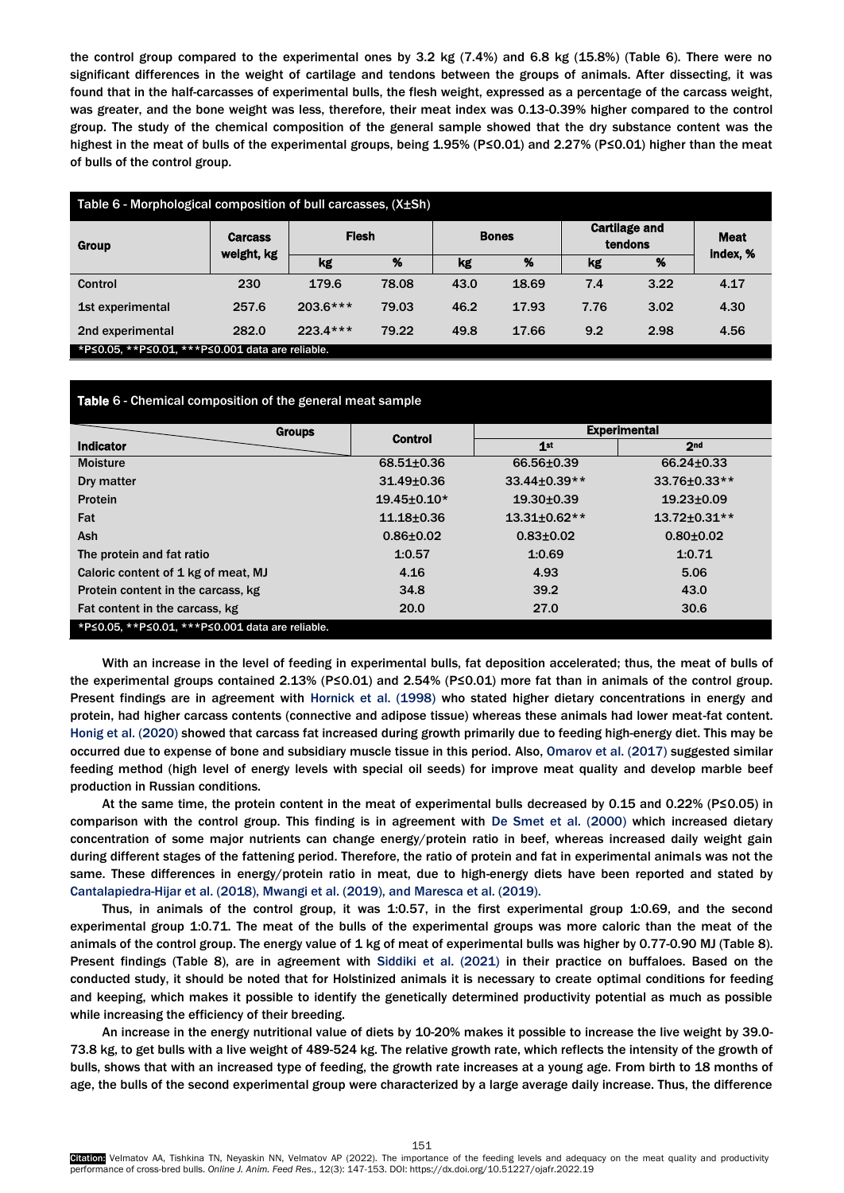the control group compared to the experimental ones by 3.2 kg (7.4%) and 6.8 kg (15.8%) (Table 6). There were no significant differences in the weight of cartilage and tendons between the groups of animals. After dissecting, it was found that in the half-carcasses of experimental bulls, the flesh weight, expressed as a percentage of the carcass weight, was greater, and the bone weight was less, therefore, their meat index was 0.13-0.39% higher compared to the control group. The study of the chemical composition of the general sample showed that the dry substance content was the highest in the meat of bulls of the experimental groups, being 1.95% (P≤0.01) and 2.27% (P≤0.01) higher than the meat of bulls of the control group.

**Table 6 - Morphological composition of bull carcasses, (X±Sh)**

| Group | Carcass weight, kg | Flesh | | Bones | | Cartilage and tendons | | Meat index, % |
|---|---|---|---|---|---|---|---|---|
| | | kg | % | kg | % | kg | % | |
| Control | 230 | 179.6 | 78.08 | 43.0 | 18.69 | 7.4 | 3.22 | 4.17 |
| 1st experimental | 257.6 | 203.6*** | 79.03 | 46.2 | 17.93 | 7.76 | 3.02 | 4.30 |
| 2nd experimental | 282.0 | 223.4*** | 79.22 | 49.8 | 17.66 | 9.2 | 2.98 | 4.56 |

*P≤0.05, **P≤0.01, ***P≤0.001 data are reliable.

**Table 6 - Chemical composition of the general meat sample**

| Indicator / Groups | Control | Experimental | |
|---|---|---|---|
| | | 1st | 2nd |
| Moisture | 68.51±0.36 | 66.56±0.39 | 66.24±0.33 |
| Dry matter | 31.49±0.36 | 33.44±0.39** | 33.76±0.33** |
| Protein | 19.45±0.10* | 19.30±0.39 | 19.23±0.09 |
| Fat | 11.18±0.36 | 13.31±0.62** | 13.72±0.31** |
| Ash | 0.86±0.02 | 0.83±0.02 | 0.80±0.02 |
| The protein and fat ratio | 1:0.57 | 1:0.69 | 1:0.71 |
| Caloric content of 1 kg of meat, MJ | 4.16 | 4.93 | 5.06 |
| Protein content in the carcass, kg | 34.8 | 39.2 | 43.0 |
| Fat content in the carcass, kg | 20.0 | 27.0 | 30.6 |

*P≤0.05, **P≤0.01, ***P≤0.001 data are reliable.

With an increase in the level of feeding in experimental bulls, fat deposition accelerated; thus, the meat of bulls of the experimental groups contained 2.13% (P≤0.01) and 2.54% (P≤0.01) more fat than in animals of the control group. Present findings are in agreement with Hornick et al. (1998) who stated higher dietary concentrations in energy and protein, had higher carcass contents (connective and adipose tissue) whereas these animals had lower meat-fat content. Honig et al. (2020) showed that carcass fat increased during growth primarily due to feeding high-energy diet. This may be occurred due to expense of bone and subsidiary muscle tissue in this period. Also, Omarov et al. (2017) suggested similar feeding method (high level of energy levels with special oil seeds) for improve meat quality and develop marble beef production in Russian conditions.

At the same time, the protein content in the meat of experimental bulls decreased by 0.15 and 0.22% (P≤0.05) in comparison with the control group. This finding is in agreement with De Smet et al. (2000) which increased dietary concentration of some major nutrients can change energy/protein ratio in beef, whereas increased daily weight gain during different stages of the fattening period. Therefore, the ratio of protein and fat in experimental animals was not the same. These differences in energy/protein ratio in meat, due to high-energy diets have been reported and stated by Cantalapiedra-Hijar et al. (2018), Mwangi et al. (2019), and Maresca et al. (2019).

Thus, in animals of the control group, it was 1:0.57, in the first experimental group 1:0.69, and the second experimental group 1:0.71. The meat of the bulls of the experimental groups was more caloric than the meat of the animals of the control group. The energy value of 1 kg of meat of experimental bulls was higher by 0.77-0.90 MJ (Table 8). Present findings (Table 8), are in agreement with Siddiki et al. (2021) in their practice on buffaloes. Based on the conducted study, it should be noted that for Holstinized animals it is necessary to create optimal conditions for feeding and keeping, which makes it possible to identify the genetically determined productivity potential as much as possible while increasing the efficiency of their breeding.

An increase in the energy nutritional value of diets by 10-20% makes it possible to increase the live weight by 39.0-73.8 kg, to get bulls with a live weight of 489-524 kg. The relative growth rate, which reflects the intensity of the growth of bulls, shows that with an increased type of feeding, the growth rate increases at a young age. From birth to 18 months of age, the bulls of the second experimental group were characterized by a large average daily increase. Thus, the difference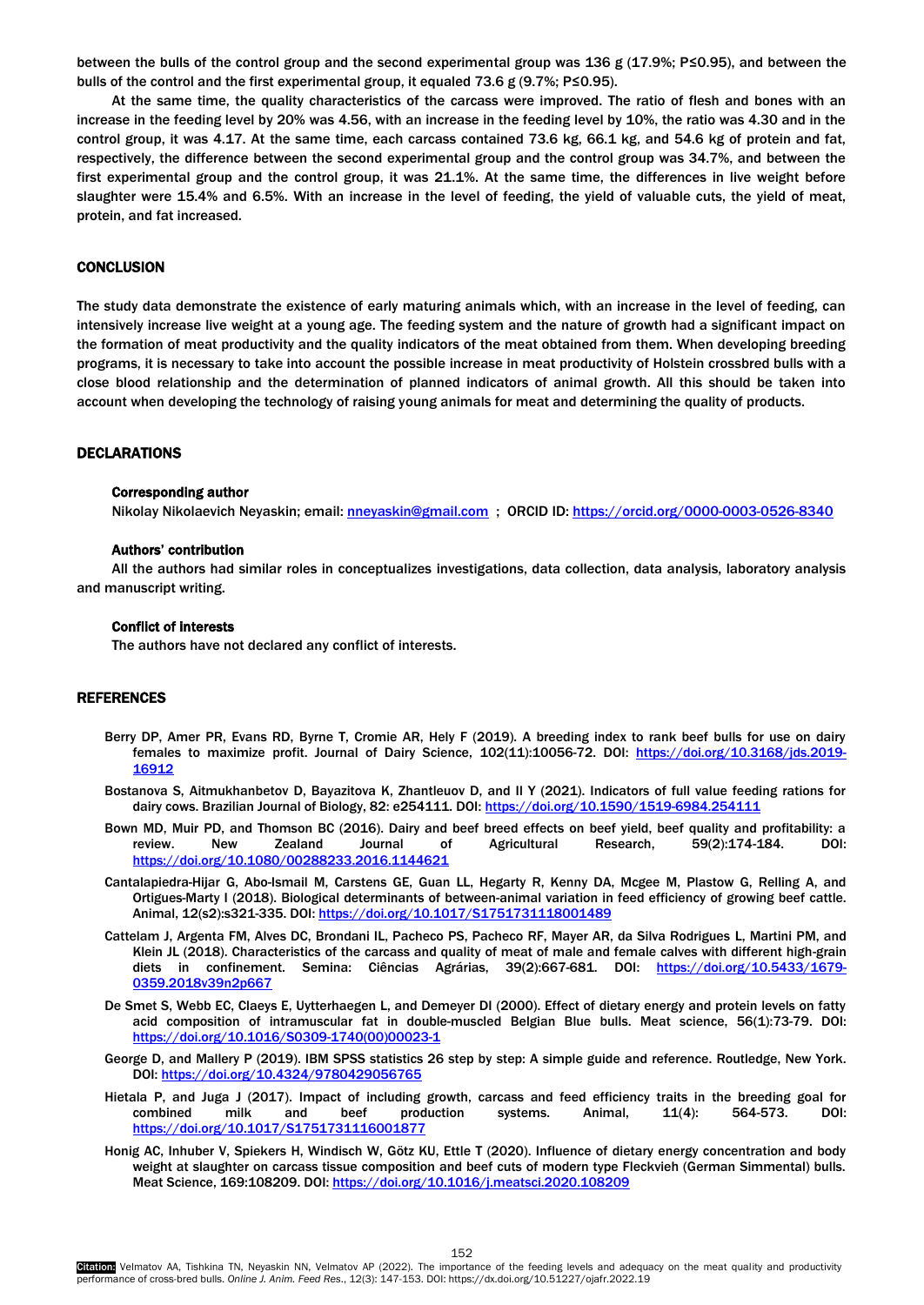between the bulls of the control group and the second experimental group was 136 g (17.9%; P≤0.95), and between the bulls of the control and the first experimental group, it equaled 73.6 g (9.7%; P≤0.95).

At the same time, the quality characteristics of the carcass were improved. The ratio of flesh and bones with an increase in the feeding level by 20% was 4.56, with an increase in the feeding level by 10%, the ratio was 4.30 and in the control group, it was 4.17. At the same time, each carcass contained 73.6 kg, 66.1 kg, and 54.6 kg of protein and fat, respectively, the difference between the second experimental group and the control group was 34.7%, and between the first experimental group and the control group, it was 21.1%. At the same time, the differences in live weight before slaughter were 15.4% and 6.5%. With an increase in the level of feeding, the yield of valuable cuts, the yield of meat, protein, and fat increased.

## CONCLUSION

The study data demonstrate the existence of early maturing animals which, with an increase in the level of feeding, can intensively increase live weight at a young age. The feeding system and the nature of growth had a significant impact on the formation of meat productivity and the quality indicators of the meat obtained from them. When developing breeding programs, it is necessary to take into account the possible increase in meat productivity of Holstein crossbred bulls with a close blood relationship and the determination of planned indicators of animal growth. All this should be taken into account when developing the technology of raising young animals for meat and determining the quality of products.

## DECLARATIONS

### Corresponding author

Nikolay Nikolaevich Neyaskin; email: nneyaskin@gmail.com ; ORCID ID: https://orcid.org/0000-0003-0526-8340

### Authors' contribution

All the authors had similar roles in conceptualizes investigations, data collection, data analysis, laboratory analysis and manuscript writing.

### Conflict of interests

The authors have not declared any conflict of interests.

## REFERENCES

Berry DP, Amer PR, Evans RD, Byrne T, Cromie AR, Hely F (2019). A breeding index to rank beef bulls for use on dairy females to maximize profit. Journal of Dairy Science, 102(11):10056-72. DOI: https://doi.org/10.3168/jds.2019-16912

Bostanova S, Aitmukhanbetov D, Bayazitova K, Zhantleuov D, and Il Y (2021). Indicators of full value feeding rations for dairy cows. Brazilian Journal of Biology, 82: e254111. DOI: https://doi.org/10.1590/1519-6984.254111

Bown MD, Muir PD, and Thomson BC (2016). Dairy and beef breed effects on beef yield, beef quality and profitability: a review. New Zealand Journal of Agricultural Research, 59(2):174-184. DOI: https://doi.org/10.1080/00288233.2016.1144621

Cantalapiedra-Hijar G, Abo-Ismail M, Carstens GE, Guan LL, Hegarty R, Kenny DA, Mcgee M, Plastow G, Relling A, and Ortigues-Marty I (2018). Biological determinants of between-animal variation in feed efficiency of growing beef cattle. Animal, 12(s2):s321-335. DOI: https://doi.org/10.1017/S1751731118001489

Cattelam J, Argenta FM, Alves DC, Brondani IL, Pacheco PS, Pacheco RF, Mayer AR, da Silva Rodrigues L, Martini PM, and Klein JL (2018). Characteristics of the carcass and quality of meat of male and female calves with different high-grain diets in confinement. Semina: Ciências Agrárias, 39(2):667-681. DOI: https://doi.org/10.5433/1679-0359.2018v39n2p667

De Smet S, Webb EC, Claeys E, Uytterhaegen L, and Demeyer DI (2000). Effect of dietary energy and protein levels on fatty acid composition of intramuscular fat in double-muscled Belgian Blue bulls. Meat science, 56(1):73-79. DOI: https://doi.org/10.1016/S0309-1740(00)00023-1

George D, and Mallery P (2019). IBM SPSS statistics 26 step by step: A simple guide and reference. Routledge, New York. DOI: https://doi.org/10.4324/9780429056765

Hietala P, and Juga J (2017). Impact of including growth, carcass and feed efficiency traits in the breeding goal for combined milk and beef production systems. Animal, 11(4): 564-573. DOI: https://doi.org/10.1017/S1751731116001877

Honig AC, Inhuber V, Spiekers H, Windisch W, Götz KU, Ettle T (2020). Influence of dietary energy concentration and body weight at slaughter on carcass tissue composition and beef cuts of modern type Fleckvieh (German Simmental) bulls. Meat Science, 169:108209. DOI: https://doi.org/10.1016/j.meatsci.2020.108209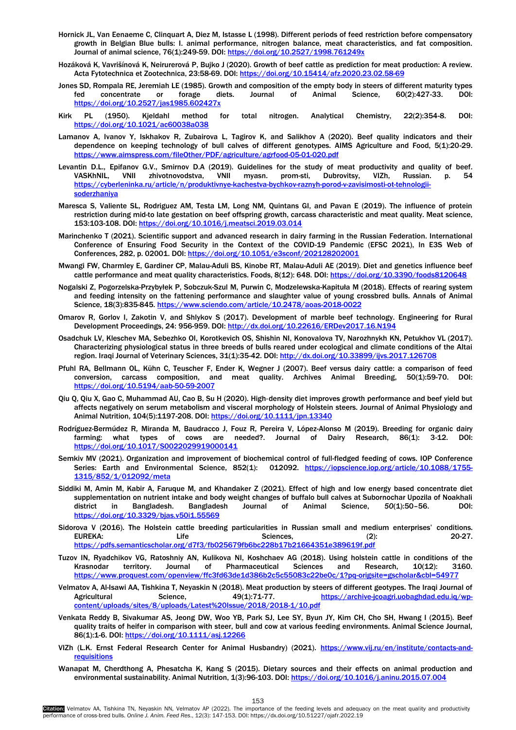Hornick JL, Van Eenaeme C, Clinquart A, Diez M, Istasse L (1998). Different periods of feed restriction before compensatory growth in Belgian Blue bulls: I. animal performance, nitrogen balance, meat characteristics, and fat composition. Journal of animal science, 76(1):249-59. DOI: https://doi.org/10.2527/1998.761249x

Hozáková K, Vavrišínová K, Neirurerová P, Bujko J (2020). Growth of beef cattle as prediction for meat production: A review. Acta Fytotechnica et Zootechnica, 23:58-69. DOI: https://doi.org/10.15414/afz.2020.23.02.58-69

Jones SD, Rompala RE, Jeremiah LE (1985). Growth and composition of the empty body in steers of different maturity types fed concentrate or forage diets. Journal of Animal Science, 60(2):427-33. DOI: https://doi.org/10.2527/jas1985.602427x

Kirk PL (1950). Kjeldahl method for total nitrogen. Analytical Chemistry, 22(2):354-8. DOI: https://doi.org/10.1021/ac60038a038

Lamanov A, Ivanov Y, Iskhakov R, Zubairova L, Tagirov K, and Salikhov A (2020). Beef quality indicators and their dependence on keeping technology of bull calves of different genotypes. AIMS Agriculture and Food, 5(1):20-29. https://www.aimspress.com/fileOther/PDF/agriculture/agrfood-05-01-020.pdf

Levantin D.L., Epifanov G.V., Smirnov D.A (2019). Guidelines for the study of meat productivity and quality of beef. VASKhNIL, VNII zhivotnovodstva, VNII myasn. prom-sti, Dubrovitsy, VIZh, Russian. p. 54 https://cyberleninka.ru/article/n/produktivnye-kachestva-bychkov-raznyh-porod-v-zavisimosti-ot-tehnologii-soderzhaniya

Maresca S, Valiente SL, Rodriguez AM, Testa LM, Long NM, Quintans GI, and Pavan E (2019). The influence of protein restriction during mid-to late gestation on beef offspring growth, carcass characteristic and meat quality. Meat science, 153:103-108. DOI: https://doi.org/10.1016/j.meatsci.2019.03.014

Marinchenko T (2021). Scientific support and advanced research in dairy farming in the Russian Federation. International Conference of Ensuring Food Security in the Context of the COVID-19 Pandemic (EFSC 2021), In E3S Web of Conferences, 282, p. 02001. DOI: https://doi.org/10.1051/e3sconf/202128202001

Mwangi FW, Charmley E, Gardiner CP, Malau-Aduli BS, Kinobe RT, Malau-Aduli AE (2019). Diet and genetics influence beef cattle performance and meat quality characteristics. Foods, 8(12): 648. DOI: https://doi.org/10.3390/foods8120648

Nogalski Z, Pogorzelska-Przybyłek P, Sobczuk-Szul M, Purwin C, Modzelewska-Kapituła M (2018). Effects of rearing system and feeding intensity on the fattening performance and slaughter value of young crossbred bulls. Annals of Animal Science, 18(3):835-845. https://www.sciendo.com/article/10.2478/aoas-2018-0022

Omarov R, Gorlov I, Zakotin V, and Shlykov S (2017). Development of marble beef technology. Engineering for Rural Development Proceedings, 24: 956-959. DOI: http://dx.doi.org/10.22616/ERDev2017.16.N194

Osadchuk LV, Kleschev MA, Sebezhko OI, Korotkevich OS, Shishin NI, Konovalova TV, Narozhnykh KN, Petukhov VL (2017). Characterizing physiological status in three breeds of bulls reared under ecological and climate conditions of the Altai region. Iraqi Journal of Veterinary Sciences, 31(1):35-42. DOI: http://dx.doi.org/10.33899/ijvs.2017.126708

Pfuhl RA, Bellmann OL, Kühn C, Teuscher F, Ender K, Wegner J (2007). Beef versus dairy cattle: a comparison of feed conversion, carcass composition, and meat quality. Archives Animal Breeding, 50(1):59-70. DOI: https://doi.org/10.5194/aab-50-59-2007

Qiu Q, Qiu X, Gao C, Muhammad AU, Cao B, Su H (2020). High-density diet improves growth performance and beef yield but affects negatively on serum metabolism and visceral morphology of Holstein steers. Journal of Animal Physiology and Animal Nutrition, 104(5):1197-208. DOI: https://doi.org/10.1111/jpn.13340

Rodríguez-Bermúdez R, Miranda M, Baudracco J, Fouz R, Pereira V, López-Alonso M (2019). Breeding for organic dairy farming: what types of cows are needed?. Journal of Dairy Research, 86(1): 3-12. DOI: https://doi.org/10.1017/S0022029919000141

Semkiv MV (2021). Organization and improvement of biochemical control of full-fledged feeding of cows. IOP Conference Series: Earth and Environmental Science, 852(1): 012092. https://iopscience.iop.org/article/10.1088/1755-1315/852/1/012092/meta

Siddiki M, Amin M, Kabir A, Faruque M, and Khandaker Z (2021). Effect of high and low energy based concentrate diet supplementation on nutrient intake and body weight changes of buffalo bull calves at Subornochar Upozila of Noakhali district in Bangladesh. Bangladesh Journal of Animal Science, *50*(1):50–56. DOI: https://doi.org/10.3329/bjas.v50i1.55569

Sidorova V (2016). The Holstein cattle breeding particularities in Russian small and medium enterprises' conditions. EUREKA: Life Sciences, (2): 20-27. https://pdfs.semanticscholar.org/d7f3/fb025679fb6bc228b17b21664351e389619f.pdf

Tuzov IN, Ryadchikov VG, Ratoshniy AN, Kulikova NI, Koshchaev AG (2018). Using holstein cattle in conditions of the Krasnodar territory. Journal of Pharmaceutical Sciences and Research, 10(12): 3160. https://www.proquest.com/openview/ffc3fd63de1d386b2c5c55083c22be0c/1?pq-origsite=gscholar&cbl=54977

Velmatov A, Al-Isawi AA, Tishkina T, Neyaskin N (2018). Meat production by steers of different geotypes. The Iraqi Journal of Agricultural Science, 49(1):71-77. https://archive-jcoagri.uobaghdad.edu.iq/wp-content/uploads/sites/8/uploads/Latest%20Issue/2018/2018-1/10.pdf

Venkata Reddy B, Sivakumar AS, Jeong DW, Woo YB, Park SJ, Lee SY, Byun JY, Kim CH, Cho SH, Hwang I (2015). Beef quality traits of heifer in comparison with steer, bull and cow at various feeding environments. Animal Science Journal, 86(1):1-6. DOI: https://doi.org/10.1111/asj.12266

VIZh (L.K. Ernst Federal Research Center for Animal Husbandry) (2021). https://www.vij.ru/en/institute/contacts-and-requisitions

Wanapat M, Cherdthong A, Phesatcha K, Kang S (2015). Dietary sources and their effects on animal production and environmental sustainability. Animal Nutrition, 1(3):96-103. DOI: https://doi.org/10.1016/j.aninu.2015.07.004